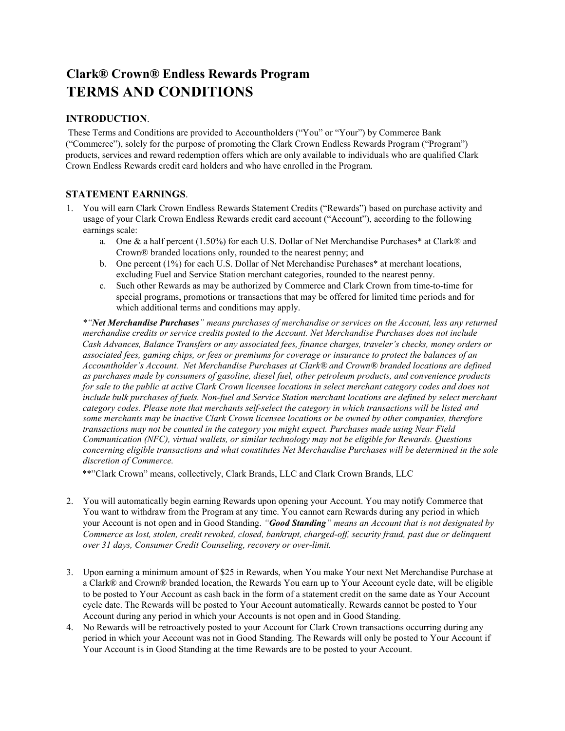# Clark® Crown® Endless Rewards Program
# TERMS AND CONDITIONS

## INTRODUCTION.

These Terms and Conditions are provided to Accountholders ("You" or "Your") by Commerce Bank ("Commerce"), solely for the purpose of promoting the Clark Crown Endless Rewards Program ("Program") products, services and reward redemption offers which are only available to individuals who are qualified Clark Crown Endless Rewards credit card holders and who have enrolled in the Program.

## STATEMENT EARNINGS.

1. You will earn Clark Crown Endless Rewards Statement Credits ("Rewards") based on purchase activity and usage of your Clark Crown Endless Rewards credit card account ("Account"), according to the following earnings scale:
   a. One & a half percent (1.50%) for each U.S. Dollar of Net Merchandise Purchases* at Clark® and Crown® branded locations only, rounded to the nearest penny; and
   b. One percent (1%) for each U.S. Dollar of Net Merchandise Purchases* at merchant locations, excluding Fuel and Service Station merchant categories, rounded to the nearest penny.
   c. Such other Rewards as may be authorized by Commerce and Clark Crown from time-to-time for special programs, promotions or transactions that may be offered for limited time periods and for which additional terms and conditions may apply.

   *"***Net Merchandise Purchases***" *means purchases of merchandise or services on the Account, less any returned merchandise credits or service credits posted to the Account. Net Merchandise Purchases does not include Cash Advances, Balance Transfers or any associated fees, finance charges, traveler's checks, money orders or associated fees, gaming chips, or fees or premiums for coverage or insurance to protect the balances of an Accountholder's Account. Net Merchandise Purchases at Clark® and Crown® branded locations are defined as purchases made by consumers of gasoline, diesel fuel, other petroleum products, and convenience products for sale to the public at active Clark Crown licensee locations in select merchant category codes and does not include bulk purchases of fuels. Non-fuel and Service Station merchant locations are defined by select merchant category codes. Please note that merchants self-select the category in which transactions will be listed and some merchants may be inactive Clark Crown licensee locations or be owned by other companies, therefore transactions may not be counted in the category you might expect. Purchases made using Near Field Communication (NFC), virtual wallets, or similar technology may not be eligible for Rewards. Questions concerning eligible transactions and what constitutes Net Merchandise Purchases will be determined in the sole discretion of Commerce.*

   **"Clark Crown" means, collectively, Clark Brands, LLC and Clark Crown Brands, LLC

2. You will automatically begin earning Rewards upon opening your Account. You may notify Commerce that You want to withdraw from the Program at any time. You cannot earn Rewards during any period in which your Account is not open and in Good Standing. *"**Good Standing**" means an Account that is not designated by Commerce as lost, stolen, credit revoked, closed, bankrupt, charged-off, security fraud, past due or delinquent over 31 days, Consumer Credit Counseling, recovery or over-limit.*

3. Upon earning a minimum amount of $25 in Rewards, when You make Your next Net Merchandise Purchase at a Clark® and Crown® branded location, the Rewards You earn up to Your Account cycle date, will be eligible to be posted to Your Account as cash back in the form of a statement credit on the same date as Your Account cycle date. The Rewards will be posted to Your Account automatically. Rewards cannot be posted to Your Account during any period in which your Accounts is not open and in Good Standing.
4. No Rewards will be retroactively posted to your Account for Clark Crown transactions occurring during any period in which your Account was not in Good Standing. The Rewards will only be posted to Your Account if Your Account is in Good Standing at the time Rewards are to be posted to your Account.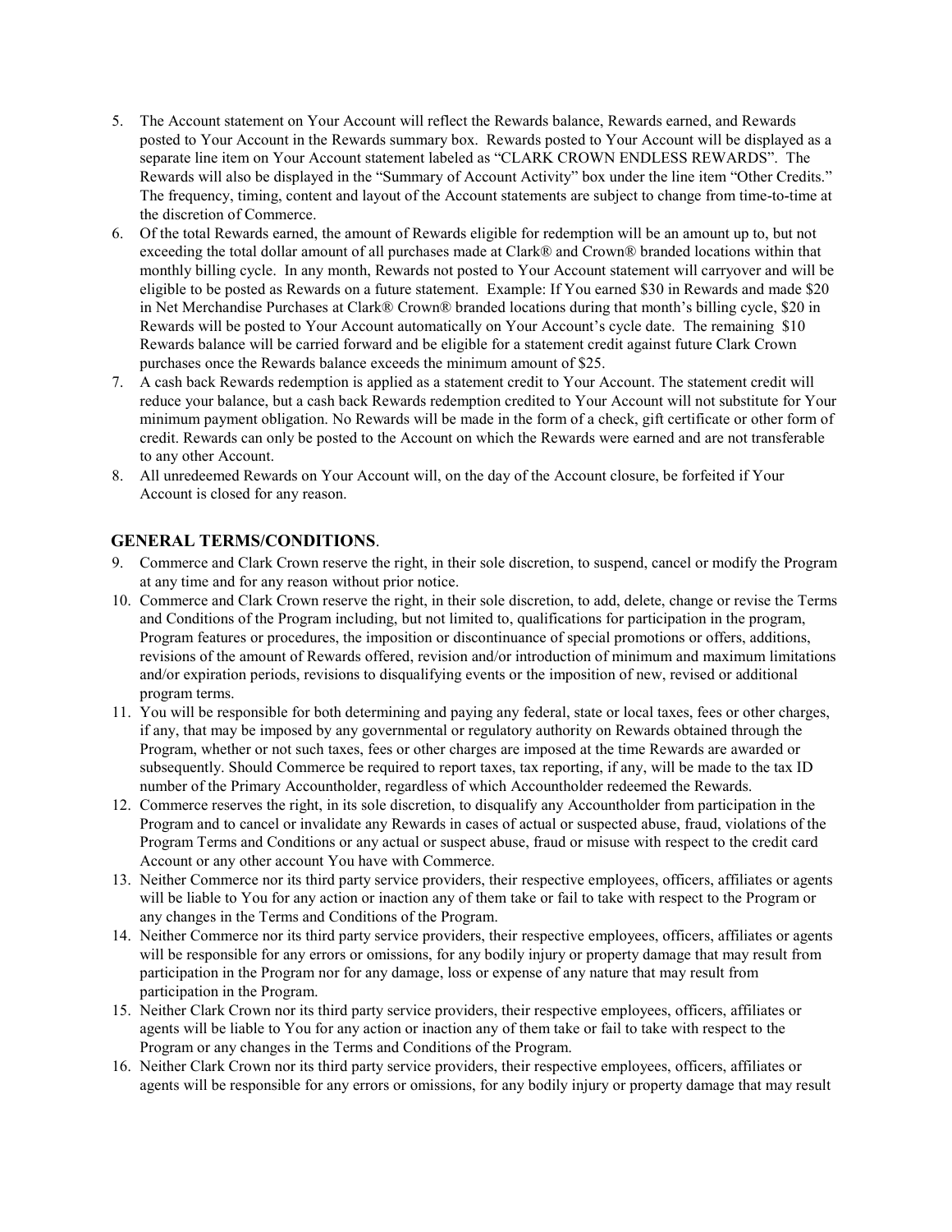5. The Account statement on Your Account will reflect the Rewards balance, Rewards earned, and Rewards posted to Your Account in the Rewards summary box. Rewards posted to Your Account will be displayed as a separate line item on Your Account statement labeled as "CLARK CROWN ENDLESS REWARDS". The Rewards will also be displayed in the "Summary of Account Activity" box under the line item "Other Credits." The frequency, timing, content and layout of the Account statements are subject to change from time-to-time at the discretion of Commerce.
6. Of the total Rewards earned, the amount of Rewards eligible for redemption will be an amount up to, but not exceeding the total dollar amount of all purchases made at Clark® and Crown® branded locations within that monthly billing cycle. In any month, Rewards not posted to Your Account statement will carryover and will be eligible to be posted as Rewards on a future statement. Example: If You earned $30 in Rewards and made $20 in Net Merchandise Purchases at Clark® Crown® branded locations during that month's billing cycle, $20 in Rewards will be posted to Your Account automatically on Your Account's cycle date. The remaining $10 Rewards balance will be carried forward and be eligible for a statement credit against future Clark Crown purchases once the Rewards balance exceeds the minimum amount of $25.
7. A cash back Rewards redemption is applied as a statement credit to Your Account. The statement credit will reduce your balance, but a cash back Rewards redemption credited to Your Account will not substitute for Your minimum payment obligation. No Rewards will be made in the form of a check, gift certificate or other form of credit. Rewards can only be posted to the Account on which the Rewards were earned and are not transferable to any other Account.
8. All unredeemed Rewards on Your Account will, on the day of the Account closure, be forfeited if Your Account is closed for any reason.

## GENERAL TERMS/CONDITIONS.

9. Commerce and Clark Crown reserve the right, in their sole discretion, to suspend, cancel or modify the Program at any time and for any reason without prior notice.
10. Commerce and Clark Crown reserve the right, in their sole discretion, to add, delete, change or revise the Terms and Conditions of the Program including, but not limited to, qualifications for participation in the program, Program features or procedures, the imposition or discontinuance of special promotions or offers, additions, revisions of the amount of Rewards offered, revision and/or introduction of minimum and maximum limitations and/or expiration periods, revisions to disqualifying events or the imposition of new, revised or additional program terms.
11. You will be responsible for both determining and paying any federal, state or local taxes, fees or other charges, if any, that may be imposed by any governmental or regulatory authority on Rewards obtained through the Program, whether or not such taxes, fees or other charges are imposed at the time Rewards are awarded or subsequently. Should Commerce be required to report taxes, tax reporting, if any, will be made to the tax ID number of the Primary Accountholder, regardless of which Accountholder redeemed the Rewards.
12. Commerce reserves the right, in its sole discretion, to disqualify any Accountholder from participation in the Program and to cancel or invalidate any Rewards in cases of actual or suspected abuse, fraud, violations of the Program Terms and Conditions or any actual or suspect abuse, fraud or misuse with respect to the credit card Account or any other account You have with Commerce.
13. Neither Commerce nor its third party service providers, their respective employees, officers, affiliates or agents will be liable to You for any action or inaction any of them take or fail to take with respect to the Program or any changes in the Terms and Conditions of the Program.
14. Neither Commerce nor its third party service providers, their respective employees, officers, affiliates or agents will be responsible for any errors or omissions, for any bodily injury or property damage that may result from participation in the Program nor for any damage, loss or expense of any nature that may result from participation in the Program.
15. Neither Clark Crown nor its third party service providers, their respective employees, officers, affiliates or agents will be liable to You for any action or inaction any of them take or fail to take with respect to the Program or any changes in the Terms and Conditions of the Program.
16. Neither Clark Crown nor its third party service providers, their respective employees, officers, affiliates or agents will be responsible for any errors or omissions, for any bodily injury or property damage that may result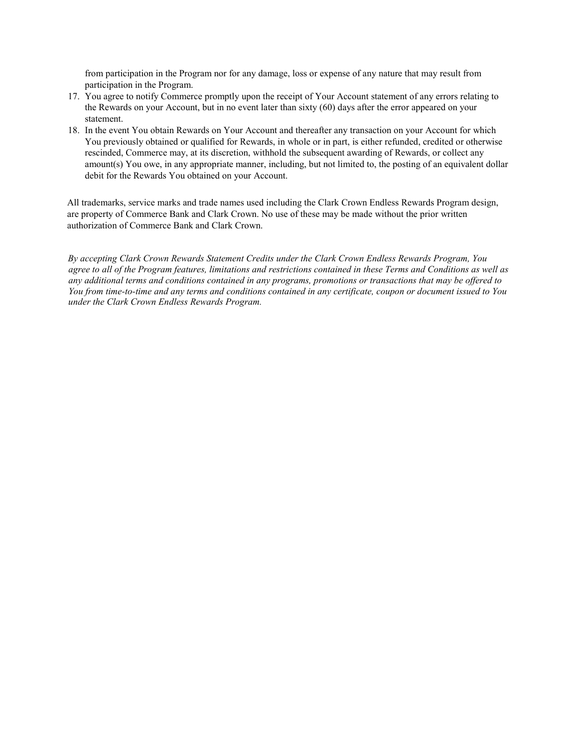from participation in the Program nor for any damage, loss or expense of any nature that may result from participation in the Program.

17. You agree to notify Commerce promptly upon the receipt of Your Account statement of any errors relating to the Rewards on your Account, but in no event later than sixty (60) days after the error appeared on your statement.
18. In the event You obtain Rewards on Your Account and thereafter any transaction on your Account for which You previously obtained or qualified for Rewards, in whole or in part, is either refunded, credited or otherwise rescinded, Commerce may, at its discretion, withhold the subsequent awarding of Rewards, or collect any amount(s) You owe, in any appropriate manner, including, but not limited to, the posting of an equivalent dollar debit for the Rewards You obtained on your Account.

All trademarks, service marks and trade names used including the Clark Crown Endless Rewards Program design, are property of Commerce Bank and Clark Crown. No use of these may be made without the prior written authorization of Commerce Bank and Clark Crown.

*By accepting Clark Crown Rewards Statement Credits under the Clark Crown Endless Rewards Program, You agree to all of the Program features, limitations and restrictions contained in these Terms and Conditions as well as any additional terms and conditions contained in any programs, promotions or transactions that may be offered to You from time-to-time and any terms and conditions contained in any certificate, coupon or document issued to You under the Clark Crown Endless Rewards Program.*